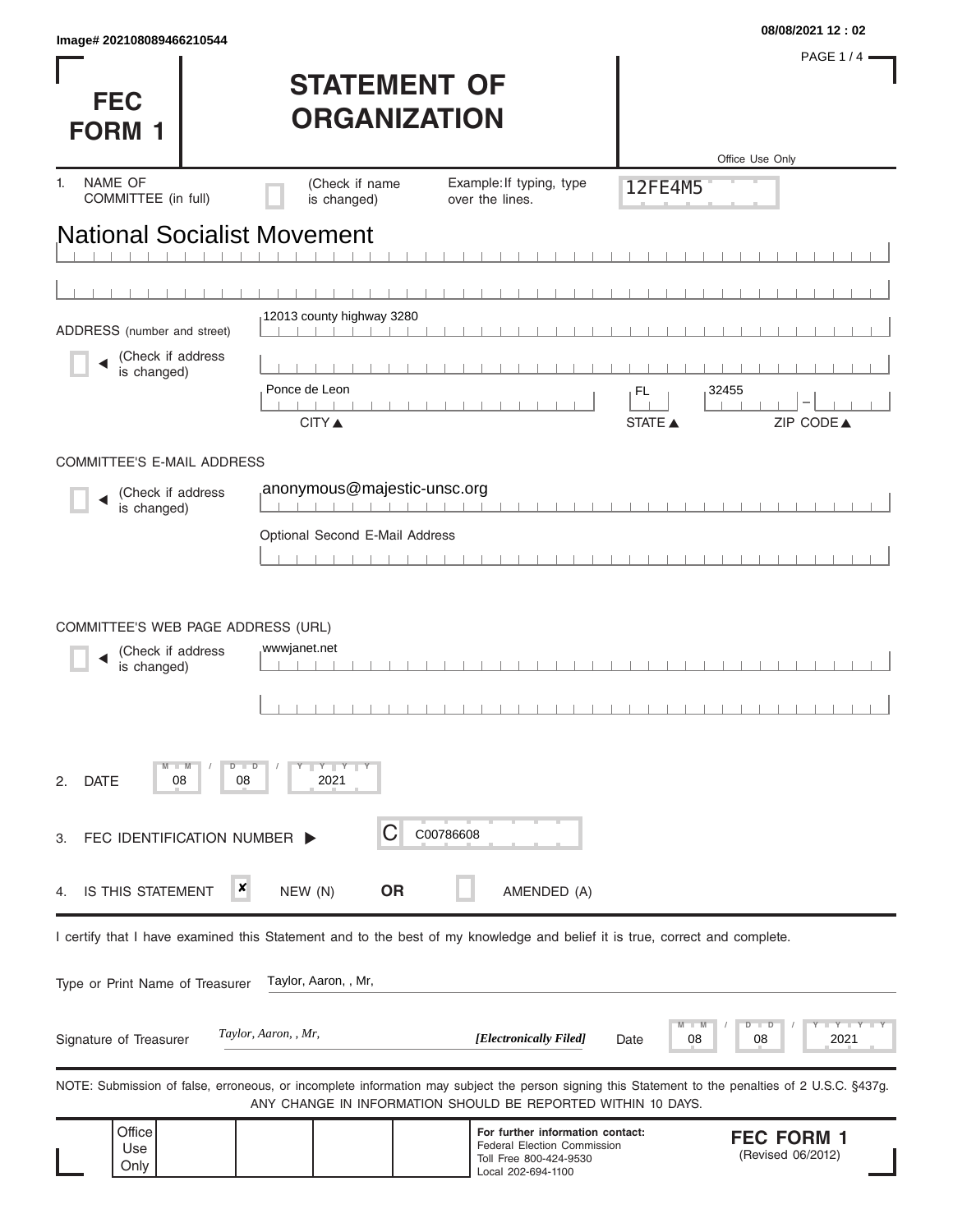Image# 202108089466210544

08/08/2021 12 : 02

# FEC FORM 1

# STATEMENT OF ORGANIZATION

Office Use Only

12FE4M5

1. NAME OF COMMITTEE (in full) ☐ (Check if name is changed) Example: If typing, type over the lines.

National Socialist Movement

ADDRESS (number and street) ☐ (Check if address is changed)

12013 county highway 3280

Ponce de Leon | FL | 32455

CITY ▲ | STATE ▲ | ZIP CODE ▲

COMMITTEE'S E-MAIL ADDRESS

☐ (Check if address is changed)

anonymous@majestic-unsc.org

Optional Second E-Mail Address

COMMITTEE'S WEB PAGE ADDRESS (URL)

☐ (Check if address is changed)

wwwjanet.net

2. DATE 08 / 08 / 2021

3. FEC IDENTIFICATION NUMBER ▶ C C00786608

4. IS THIS STATEMENT ☒ NEW (N) **OR** ☐ AMENDED (A)

I certify that I have examined this Statement and to the best of my knowledge and belief it is true, correct and complete.

Type or Print Name of Treasurer: Taylor, Aaron, , Mr,

Signature of Treasurer: *Taylor, Aaron, , Mr,* ***[Electronically Filed]*** Date 08 / 08 / 2021

NOTE: Submission of false, erroneous, or incomplete information may subject the person signing this Statement to the penalties of 2 U.S.C. §437g. ANY CHANGE IN INFORMATION SHOULD BE REPORTED WITHIN 10 DAYS.

Office Use Only

**For further information contact:**
Federal Election Commission
Toll Free 800-424-9530
Local 202-694-1100

**FEC FORM 1**
(Revised 06/2012)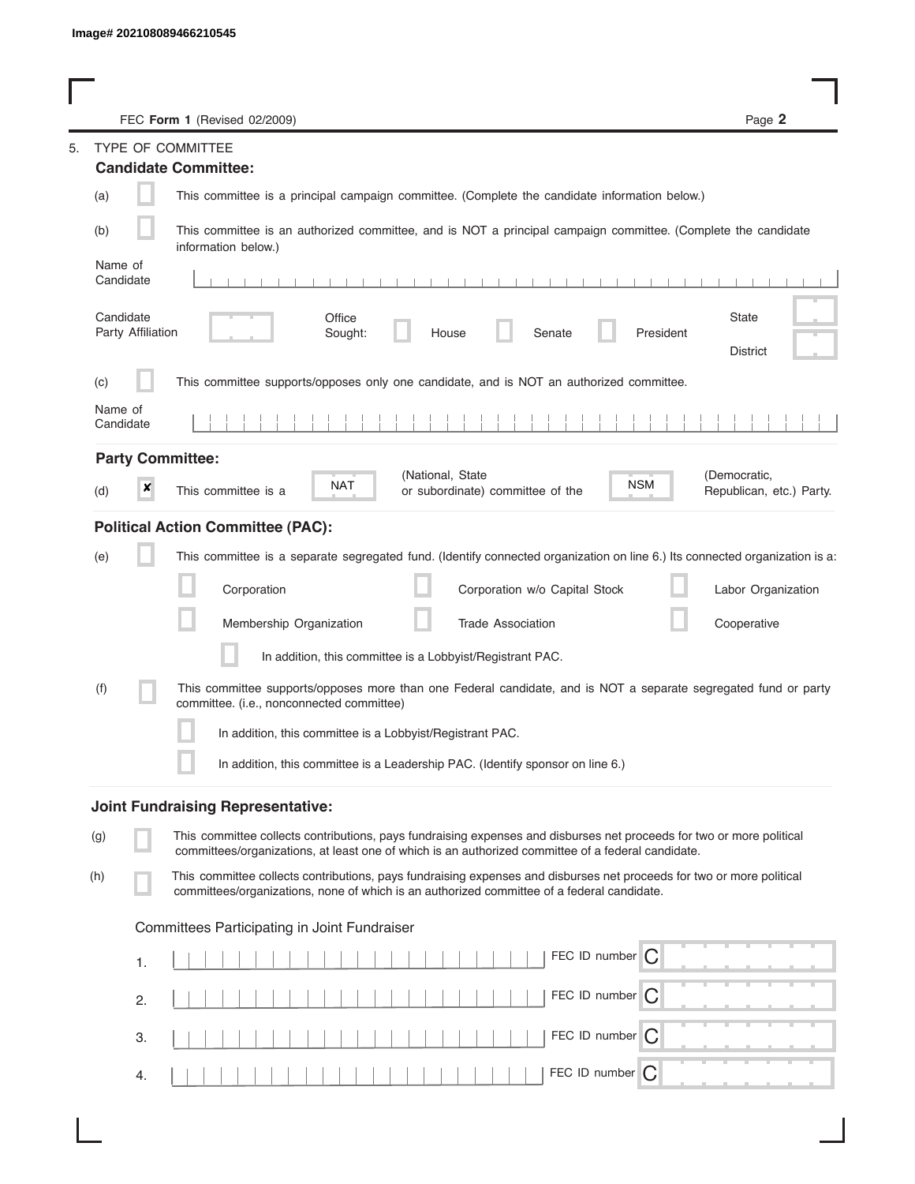Image# 202108089466210545

FEC **Form 1** (Revised 02/2009)

5. TYPE OF COMMITTEE

**Candidate Committee:**

(a) ☐ This committee is a principal campaign committee. (Complete the candidate information below.)

(b) ☐ This committee is an authorized committee, and is NOT a principal campaign committee. (Complete the candidate information below.)

Name of Candidate

Candidate Party Affiliation

Office Sought: ☐ House ☐ Senate ☐ President

State

District

(c) ☐ This committee supports/opposes only one candidate, and is NOT an authorized committee.

Name of Candidate

**Party Committee:**

(d) ☒ This committee is a NAT (National, State or subordinate) committee of the NSM (Democratic, Republican, etc.) Party.

**Political Action Committee (PAC):**

(e) ☐ This committee is a separate segregated fund. (Identify connected organization on line 6.) Its connected organization is a:

☐ Corporation ☐ Corporation w/o Capital Stock ☐ Labor Organization

☐ Membership Organization ☐ Trade Association ☐ Cooperative

☐ In addition, this committee is a Lobbyist/Registrant PAC.

(f) ☐ This committee supports/opposes more than one Federal candidate, and is NOT a separate segregated fund or party committee. (i.e., nonconnected committee)

☐ In addition, this committee is a Lobbyist/Registrant PAC.

☐ In addition, this committee is a Leadership PAC. (Identify sponsor on line 6.)

**Joint Fundraising Representative:**

(g) ☐ This committee collects contributions, pays fundraising expenses and disburses net proceeds for two or more political committees/organizations, at least one of which is an authorized committee of a federal candidate.

(h) ☐ This committee collects contributions, pays fundraising expenses and disburses net proceeds for two or more political committees/organizations, none of which is an authorized committee of a federal candidate.

Committees Participating in Joint Fundraiser

1. FEC ID number C

2. FEC ID number C

3. FEC ID number C

4. FEC ID number C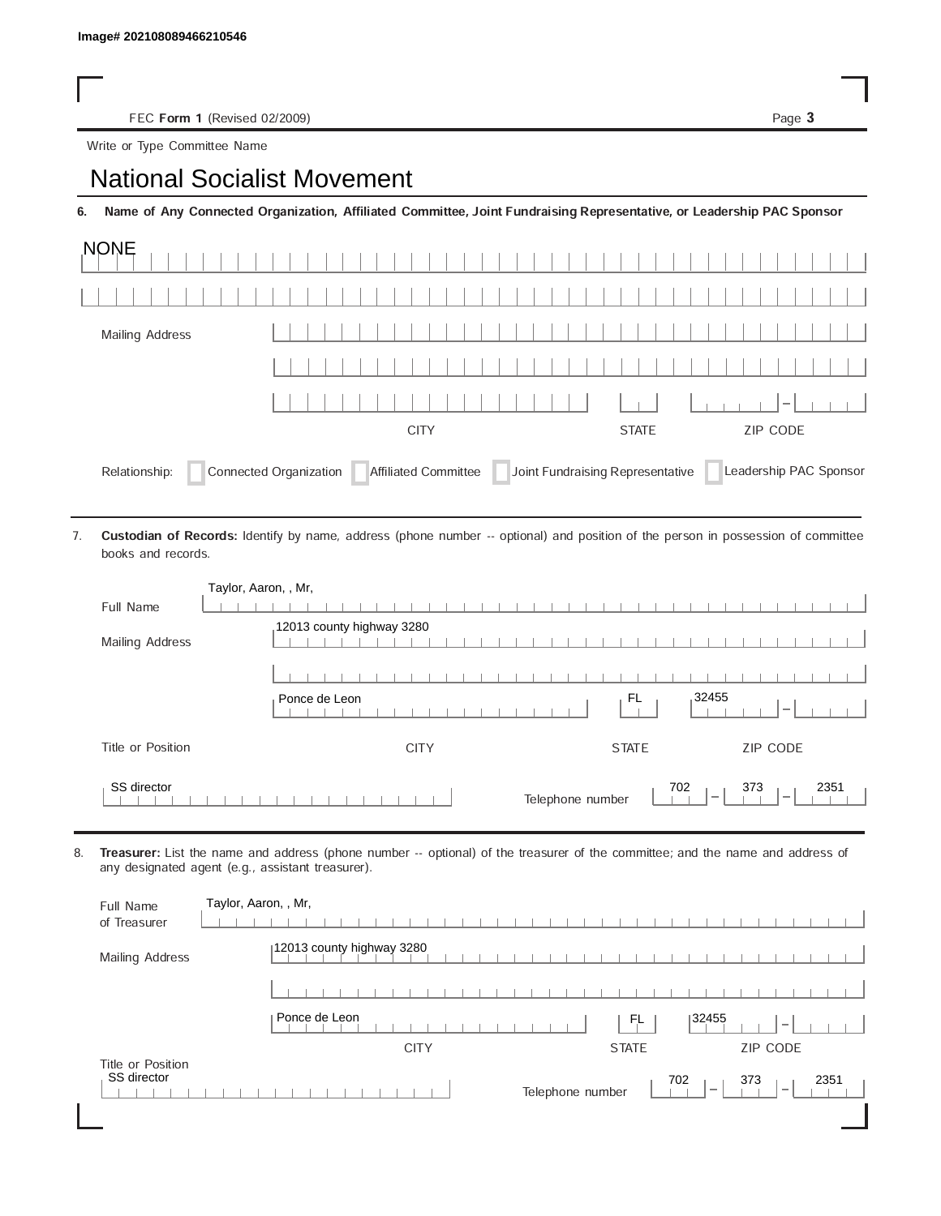Image# 202108089466210546

FEC **Form 1** (Revised 02/2009)

Write or Type Committee Name

# National Socialist Movement

**6. Name of Any Connected Organization, Affiliated Committee, Joint Fundraising Representative, or Leadership PAC Sponsor**

NONE

Mailing Address

CITY STATE ZIP CODE

Relationship: ☐ Connected Organization ☐ Affiliated Committee ☐ Joint Fundraising Representative ☐ Leadership PAC Sponsor

7. **Custodian of Records:** Identify by name, address (phone number -- optional) and position of the person in possession of committee books and records.

Full Name: Taylor, Aaron, , Mr,

Mailing Address: 12013 county highway 3280

Ponce de Leon | FL | 32455

CITY | STATE | ZIP CODE

Title or Position: SS director

Telephone number: 702 – 373 – 2351

8. **Treasurer:** List the name and address (phone number -- optional) of the treasurer of the committee; and the name and address of any designated agent (e.g., assistant treasurer).

Full Name of Treasurer: Taylor, Aaron, , Mr,

Mailing Address: 12013 county highway 3280

Ponce de Leon | FL | 32455

CITY | STATE | ZIP CODE

Title or Position: SS director

Telephone number: 702 – 373 – 2351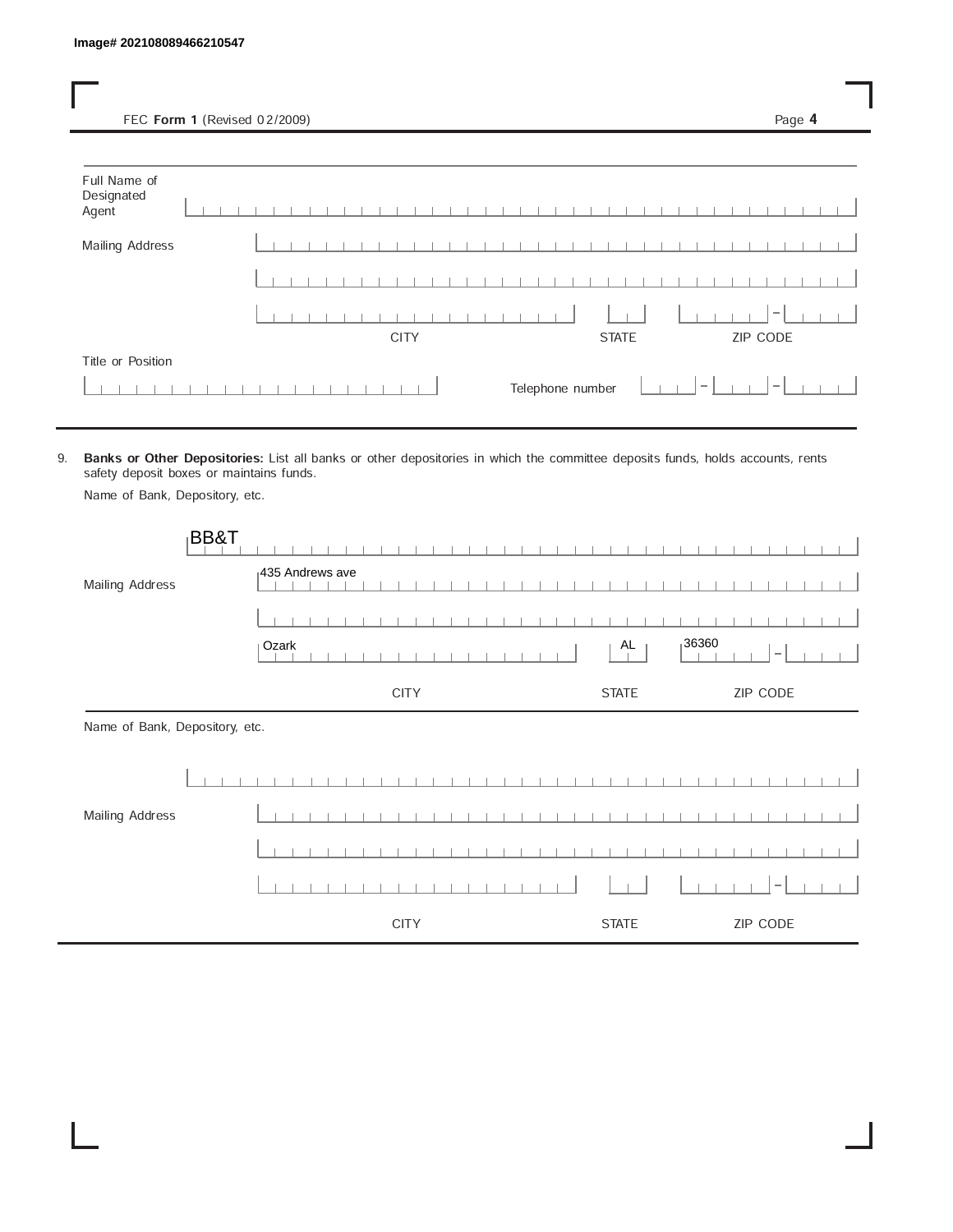Image# 202108089466210547

FEC **Form 1** (Revised 02/2009)

Full Name of Designated Agent

Mailing Address

CITY | STATE | ZIP CODE

Title or Position

Telephone number

9. **Banks or Other Depositories:** List all banks or other depositories in which the committee deposits funds, holds accounts, rents safety deposit boxes or maintains funds.

Name of Bank, Depository, etc.

BB&T

Mailing Address

435 Andrews ave

Ozark | AL | 36360

CITY | STATE | ZIP CODE

Name of Bank, Depository, etc.

Mailing Address

CITY | STATE | ZIP CODE